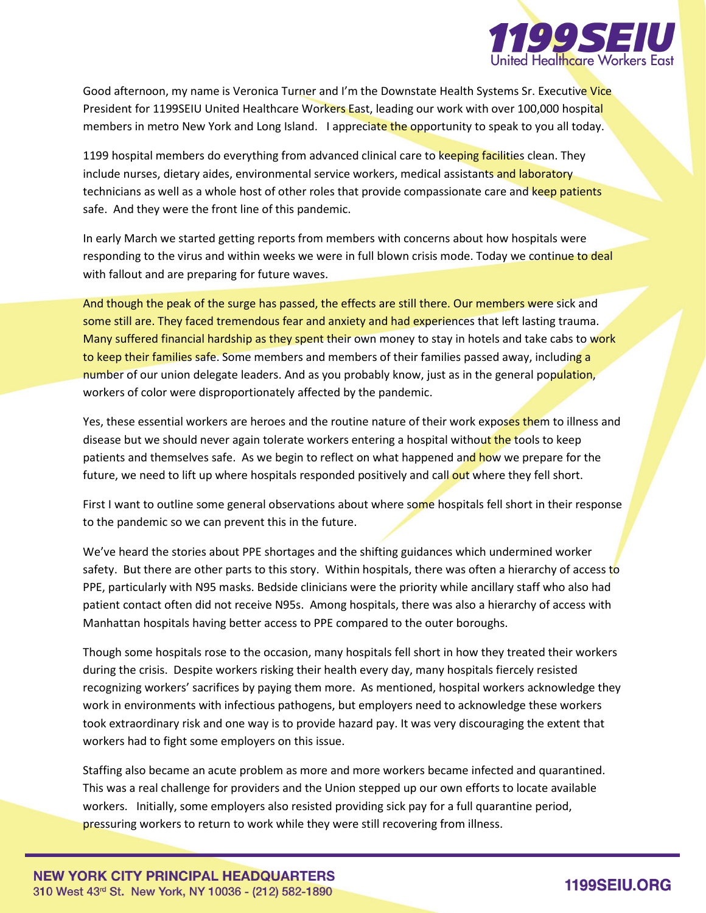Good afternoon, my name is Veronica Turner and I'm the Downstate Health Systems Sr. Executive Vice President for 1199SEIU United Healthcare Workers East, leading our work with over 100,000 hospital members in metro New York and Long Island. I appreciate the opportunity to speak to you all today.

1199 hospital members do everything from advanced clinical care to keeping facilities clean. They include nurses, dietary aides, environmental service workers, medical assistants and laboratory technicians as well as a whole host of other roles that provide compassionate care and keep patients safe. And they were the front line of this pandemic.

In early March we started getting reports from members with concerns about how hospitals were responding to the virus and within weeks we were in full blown crisis mode. Today we continue to deal with fallout and are preparing for future waves.

And though the peak of the surge has passed, the effects are still there. Our members were sick and some still are. They faced tremendous fear and anxiety and had experiences that left lasting trauma. Many suffered financial hardship as they spent their own money to stay in hotels and take cabs to work to keep their families safe. Some members and members of their families passed away, including a number of our union delegate leaders. And as you probably know, just as in the general population, workers of color were disproportionately affected by the pandemic.

Yes, these essential workers are heroes and the routine nature of their work exposes them to illness and disease but we should never again tolerate workers entering a hospital without the tools to keep patients and themselves safe. As we begin to reflect on what happened and how we prepare for the future, we need to lift up where hospitals responded positively and call out where they fell short.

First I want to outline some general observations about where some hospitals fell short in their response to the pandemic so we can prevent this in the future.

We've heard the stories about PPE shortages and the shifting guidances which undermined worker safety. But there are other parts to this story. Within hospitals, there was often a hierarchy of access to PPE, particularly with N95 masks. Bedside clinicians were the priority while ancillary staff who also had patient contact often did not receive N95s. Among hospitals, there was also a hierarchy of access with Manhattan hospitals having better access to PPE compared to the outer boroughs.

Though some hospitals rose to the occasion, many hospitals fell short in how they treated their workers during the crisis. Despite workers risking their health every day, many hospitals fiercely resisted recognizing workers' sacrifices by paying them more. As mentioned, hospital workers acknowledge they work in environments with infectious pathogens, but employers need to acknowledge these workers took extraordinary risk and one way is to provide hazard pay. It was very discouraging the extent that workers had to fight some employers on this issue.

Staffing also became an acute problem as more and more workers became infected and quarantined. This was a real challenge for providers and the Union stepped up our own efforts to locate available workers. Initially, some employers also resisted providing sick pay for a full quarantine period, pressuring workers to return to work while they were still recovering from illness.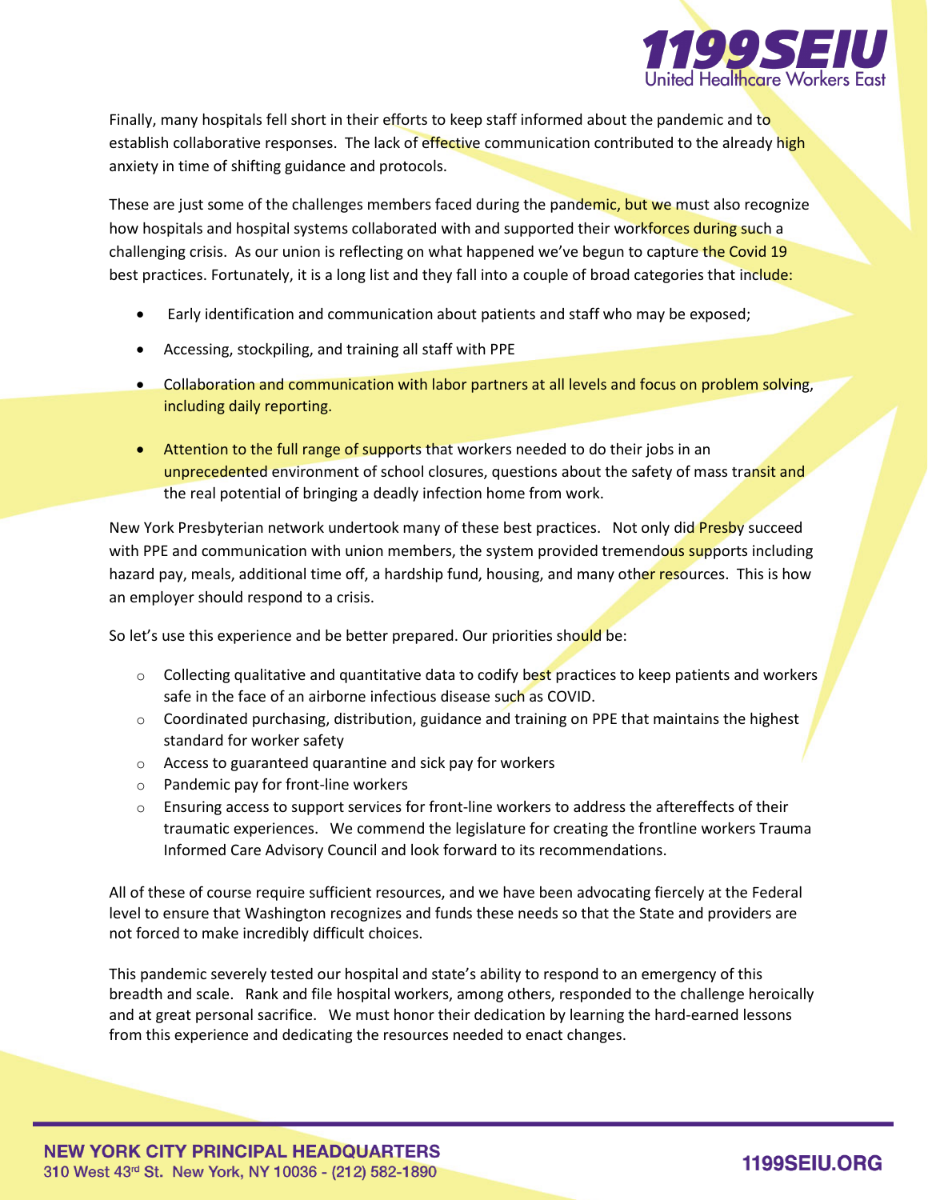Finally, many hospitals fell short in their efforts to keep staff informed about the pandemic and to establish collaborative responses. The lack of effective communication contributed to the already high anxiety in time of shifting guidance and protocols.

These are just some of the challenges members faced during the pandemic, but we must also recognize how hospitals and hospital systems collaborated with and supported their workforces during such a challenging crisis. As our union is reflecting on what happened we've begun to capture the Covid 19 best practices. Fortunately, it is a long list and they fall into a couple of broad categories that include:

- Early identification and communication about patients and staff who may be exposed;
- Accessing, stockpiling, and training all staff with PPE
- Collaboration and communication with labor partners at all levels and focus on problem solving, including daily reporting.
- Attention to the full range of supports that workers needed to do their jobs in an unprecedented environment of school closures, questions about the safety of mass transit and the real potential of bringing a deadly infection home from work.

New York Presbyterian network undertook many of these best practices. Not only did Presby succeed with PPE and communication with union members, the system provided tremendous supports including hazard pay, meals, additional time off, a hardship fund, housing, and many other resources. This is how an employer should respond to a crisis.

So let's use this experience and be better prepared. Our priorities should be:

- Collecting qualitative and quantitative data to codify best practices to keep patients and workers safe in the face of an airborne infectious disease such as COVID.
- Coordinated purchasing, distribution, guidance and training on PPE that maintains the highest standard for worker safety
- Access to guaranteed quarantine and sick pay for workers
- Pandemic pay for front-line workers
- Ensuring access to support services for front-line workers to address the aftereffects of their traumatic experiences. We commend the legislature for creating the frontline workers Trauma Informed Care Advisory Council and look forward to its recommendations.

All of these of course require sufficient resources, and we have been advocating fiercely at the Federal level to ensure that Washington recognizes and funds these needs so that the State and providers are not forced to make incredibly difficult choices.

This pandemic severely tested our hospital and state's ability to respond to an emergency of this breadth and scale. Rank and file hospital workers, among others, responded to the challenge heroically and at great personal sacrifice. We must honor their dedication by learning the hard-earned lessons from this experience and dedicating the resources needed to enact changes.